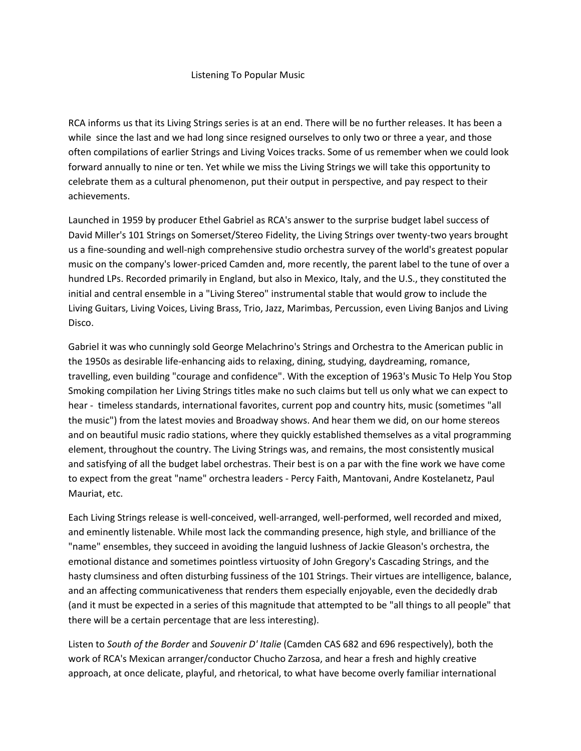# Listening To Popular Music

RCA informs us that its Living Strings series is at an end. There will be no further releases. It has been a while since the last and we had long since resigned ourselves to only two or three a year, and those often compilations of earlier Strings and Living Voices tracks. Some of us remember when we could look forward annually to nine or ten. Yet while we miss the Living Strings we will take this opportunity to celebrate them as a cultural phenomenon, put their output in perspective, and pay respect to their achievements.

Launched in 1959 by producer Ethel Gabriel as RCA's answer to the surprise budget label success of David Miller's 101 Strings on Somerset/Stereo Fidelity, the Living Strings over twenty-two years brought us a fine-sounding and well-nigh comprehensive studio orchestra survey of the world's greatest popular music on the company's lower-priced Camden and, more recently, the parent label to the tune of over a hundred LPs. Recorded primarily in England, but also in Mexico, Italy, and the U.S., they constituted the initial and central ensemble in a "Living Stereo" instrumental stable that would grow to include the Living Guitars, Living Voices, Living Brass, Trio, Jazz, Marimbas, Percussion, even Living Banjos and Living Disco.

Gabriel it was who cunningly sold George Melachrino's Strings and Orchestra to the American public in the 1950s as desirable life-enhancing aids to relaxing, dining, studying, daydreaming, romance, travelling, even building "courage and confidence". With the exception of 1963's Music To Help You Stop Smoking compilation her Living Strings titles make no such claims but tell us only what we can expect to hear - timeless standards, international favorites, current pop and country hits, music (sometimes "all the music") from the latest movies and Broadway shows. And hear them we did, on our home stereos and on beautiful music radio stations, where they quickly established themselves as a vital programming element, throughout the country. The Living Strings was, and remains, the most consistently musical and satisfying of all the budget label orchestras. Their best is on a par with the fine work we have come to expect from the great "name" orchestra leaders - Percy Faith, Mantovani, Andre Kostelanetz, Paul Mauriat, etc.

Each Living Strings release is well-conceived, well-arranged, well-performed, well recorded and mixed, and eminently listenable. While most lack the commanding presence, high style, and brilliance of the "name" ensembles, they succeed in avoiding the languid lushness of Jackie Gleason's orchestra, the emotional distance and sometimes pointless virtuosity of John Gregory's Cascading Strings, and the hasty clumsiness and often disturbing fussiness of the 101 Strings. Their virtues are intelligence, balance, and an affecting communicativeness that renders them especially enjoyable, even the decidedly drab (and it must be expected in a series of this magnitude that attempted to be "all things to all people" that there will be a certain percentage that are less interesting).

Listen to *South of the Border* and *Souvenir D' Italie* (Camden CAS 682 and 696 respectively), both the work of RCA's Mexican arranger/conductor Chucho Zarzosa, and hear a fresh and highly creative approach, at once delicate, playful, and rhetorical, to what have become overly familiar international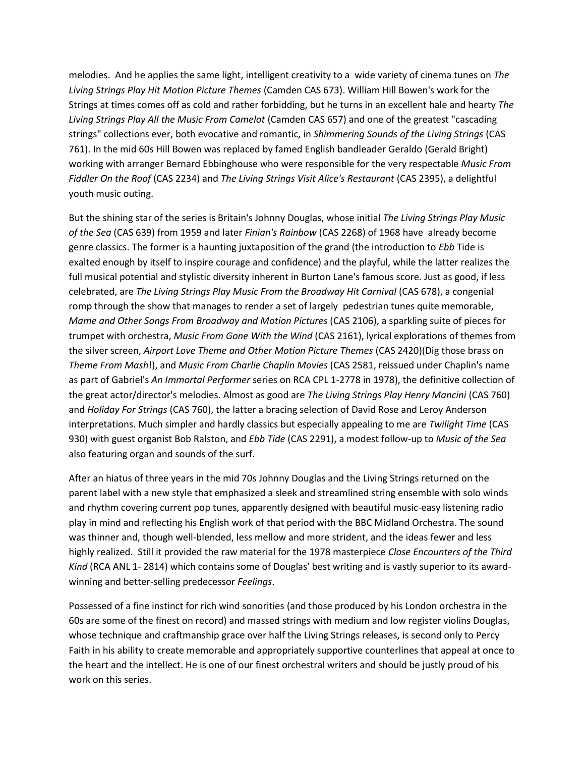melodies. And he applies the same light, intelligent creativity to a wide variety of cinema tunes on *The Living Strings Play Hit Motion Picture Themes* (Camden CAS 673). William Hill Bowen's work for the Strings at times comes off as cold and rather forbidding, but he turns in an excellent hale and hearty *The Living Strings Play All the Music From Camelot* (Camden CAS 657) and one of the greatest "cascading strings" collections ever, both evocative and romantic, in *Shimmering Sounds of the Living Strings* (CAS 761). In the mid 60s Hill Bowen was replaced by famed English bandleader Geraldo (Gerald Bright) working with arranger Bernard Ebbinghouse who were responsible for the very respectable *Music From Fiddler On the Roof* (CAS 2234) and *The Living Strings Visit Alice's Restaurant* (CAS 2395), a delightful youth music outing.

But the shining star of the series is Britain's Johnny Douglas, whose initial *The Living Strings Play Music of the Sea* (CAS 639) from 1959 and later *Finian's Rainbow* (CAS 2268) of 1968 have already become genre classics. The former is a haunting juxtaposition of the grand (the introduction to *Ebb* Tide is exalted enough by itself to inspire courage and confidence) and the playful, while the latter realizes the full musical potential and stylistic diversity inherent in Burton Lane's famous score. Just as good, if less celebrated, are *The Living Strings Play Music From the Broadway Hit Carnival* (CAS 678), a congenial romp through the show that manages to render a set of largely pedestrian tunes quite memorable, *Mame and Other Songs From Broadway and Motion Pictures* (CAS 2106), a sparkling suite of pieces for trumpet with orchestra, *Music From Gone With the Wind* (CAS 2161), lyrical explorations of themes from the silver screen, *Airport Love Theme and Other Motion Picture Themes* (CAS 2420)(Dig those brass on *Theme From Mash*!), and *Music From Charlie Chaplin Movies* (CAS 2581, reissued under Chaplin's name as part of Gabriel's *An Immortal Performer* series on RCA CPL 1-2778 in 1978), the definitive collection of the great actor/director's melodies. Almost as good are *The Living Strings Play Henry Mancini* (CAS 760) and *Holiday For Strings* (CAS 760), the latter a bracing selection of David Rose and Leroy Anderson interpretations. Much simpler and hardly classics but especially appealing to me are *Twilight Time* (CAS 930) with guest organist Bob Ralston, and *Ebb Tide* (CAS 2291), a modest follow-up to *Music of the Sea* also featuring organ and sounds of the surf.

After an hiatus of three years in the mid 70s Johnny Douglas and the Living Strings returned on the parent label with a new style that emphasized a sleek and streamlined string ensemble with solo winds and rhythm covering current pop tunes, apparently designed with beautiful music-easy listening radio play in mind and reflecting his English work of that period with the BBC Midland Orchestra. The sound was thinner and, though well-blended, less mellow and more strident, and the ideas fewer and less highly realized. Still it provided the raw material for the 1978 masterpiece *Close Encounters of the Third Kind* (RCA ANL 1- 2814) which contains some of Douglas' best writing and is vastly superior to its award-winning and better-selling predecessor *Feelings*.

Possessed of a fine instinct for rich wind sonorities (and those produced by his London orchestra in the 60s are some of the finest on record) and massed strings with medium and low register violins Douglas, whose technique and craftmanship grace over half the Living Strings releases, is second only to Percy Faith in his ability to create memorable and appropriately supportive counterlines that appeal at once to the heart and the intellect. He is one of our finest orchestral writers and should be justly proud of his work on this series.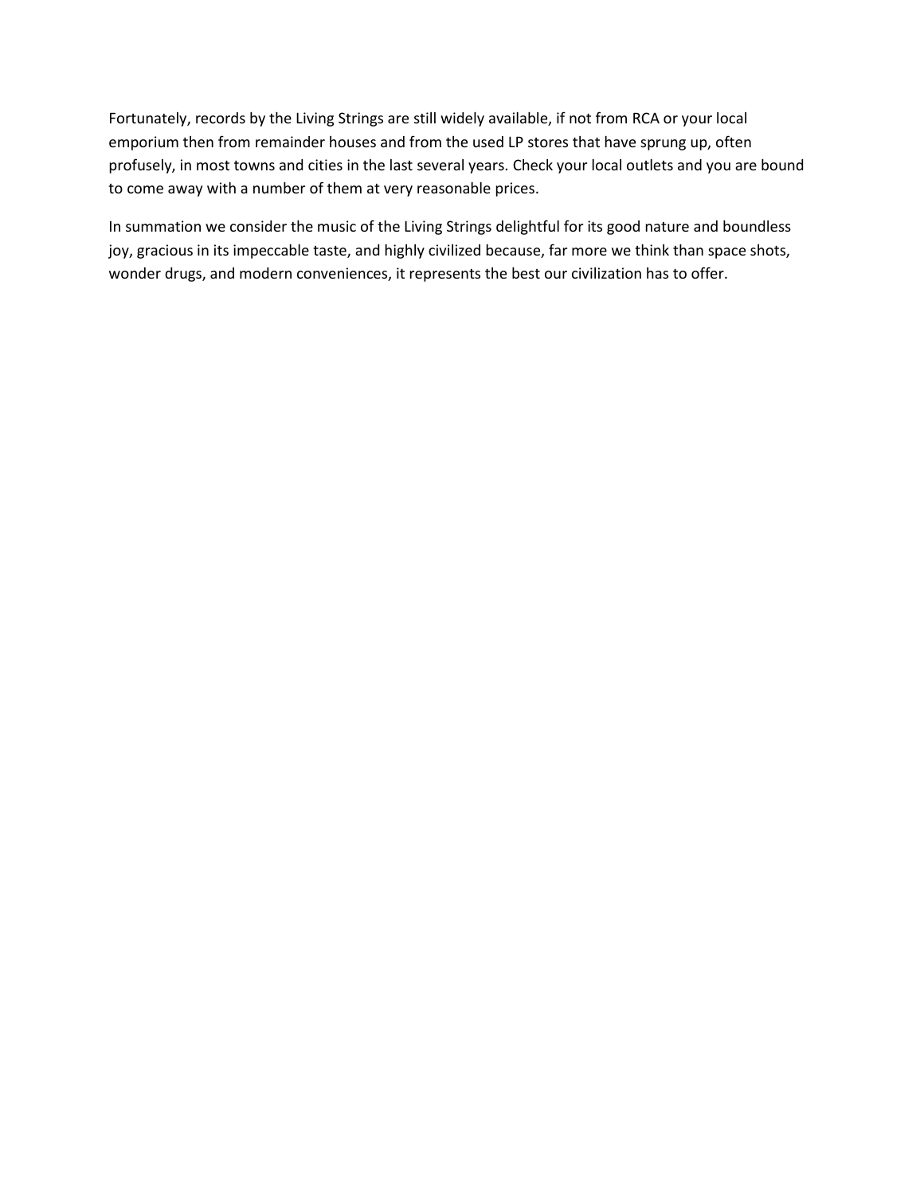Fortunately, records by the Living Strings are still widely available, if not from RCA or your local emporium then from remainder houses and from the used LP stores that have sprung up, often profusely, in most towns and cities in the last several years. Check your local outlets and you are bound to come away with a number of them at very reasonable prices.

In summation we consider the music of the Living Strings delightful for its good nature and boundless joy, gracious in its impeccable taste, and highly civilized because, far more we think than space shots, wonder drugs, and modern conveniences, it represents the best our civilization has to offer.